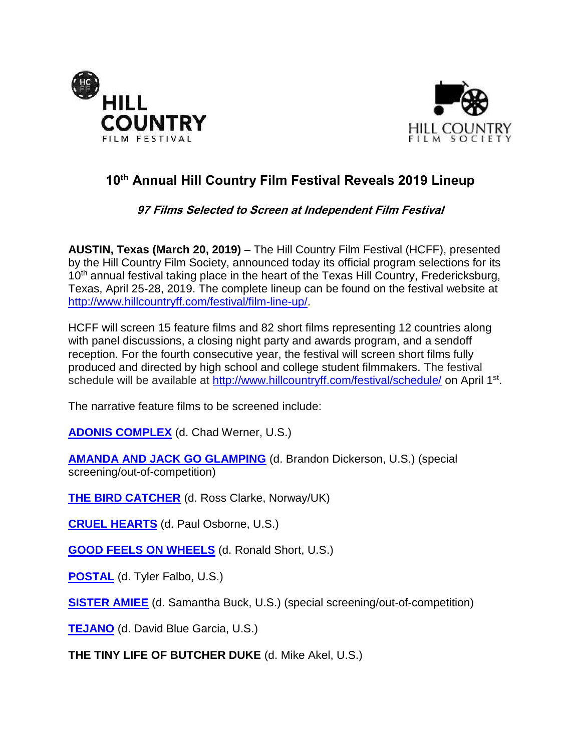HILL COUNTRY FILM FESTIVAL

HILL COUNTRY FILM SOCIETY

# 10th Annual Hill Country Film Festival Reveals 2019 Lineup

***97 Films Selected to Screen at Independent Film Festival***

**AUSTIN, Texas (March 20, 2019)** – The Hill Country Film Festival (HCFF), presented by the Hill Country Film Society, announced today its official program selections for its 10th annual festival taking place in the heart of the Texas Hill Country, Fredericksburg, Texas, April 25-28, 2019. The complete lineup can be found on the festival website at http://www.hillcountryff.com/festival/film-line-up/.

HCFF will screen 15 feature films and 82 short films representing 12 countries along with panel discussions, a closing night party and awards program, and a sendoff reception. For the fourth consecutive year, the festival will screen short films fully produced and directed by high school and college student filmmakers. The festival schedule will be available at http://www.hillcountryff.com/festival/schedule/ on April 1st.

The narrative feature films to be screened include:

**ADONIS COMPLEX** (d. Chad Werner, U.S.)

**AMANDA AND JACK GO GLAMPING** (d. Brandon Dickerson, U.S.) (special screening/out-of-competition)

**THE BIRD CATCHER** (d. Ross Clarke, Norway/UK)

**CRUEL HEARTS** (d. Paul Osborne, U.S.)

**GOOD FEELS ON WHEELS** (d. Ronald Short, U.S.)

**POSTAL** (d. Tyler Falbo, U.S.)

**SISTER AMIEE** (d. Samantha Buck, U.S.) (special screening/out-of-competition)

**TEJANO** (d. David Blue Garcia, U.S.)

**THE TINY LIFE OF BUTCHER DUKE** (d. Mike Akel, U.S.)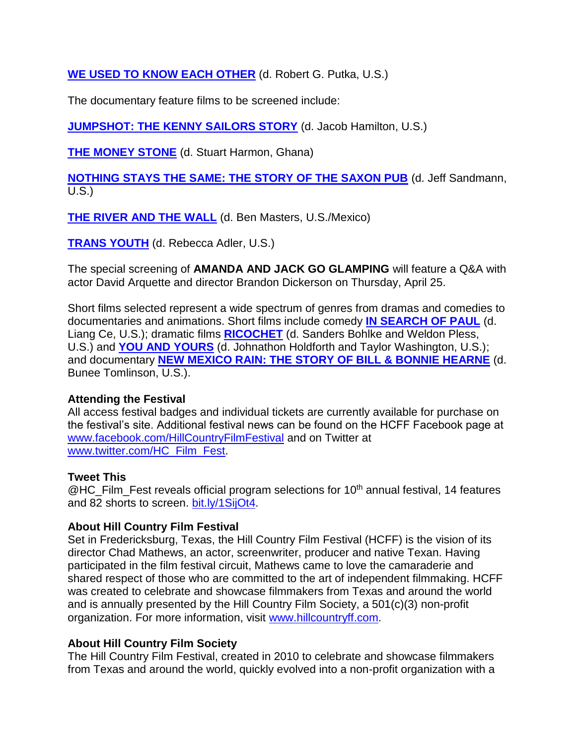**[WE USED TO KNOW EACH OTHER](#)** (d. Robert G. Putka, U.S.)

The documentary feature films to be screened include:

**[JUMPSHOT: THE KENNY SAILORS STORY](#)** (d. Jacob Hamilton, U.S.)

**[THE MONEY STONE](#)** (d. Stuart Harmon, Ghana)

**[NOTHING STAYS THE SAME: THE STORY OF THE SAXON PUB](#)** (d. Jeff Sandmann, U.S.)

**[THE RIVER AND THE WALL](#)** (d. Ben Masters, U.S./Mexico)

**[TRANS YOUTH](#)** (d. Rebecca Adler, U.S.)

The special screening of **AMANDA AND JACK GO GLAMPING** will feature a Q&A with actor David Arquette and director Brandon Dickerson on Thursday, April 25.

Short films selected represent a wide spectrum of genres from dramas and comedies to documentaries and animations. Short films include comedy **[IN SEARCH OF PAUL](#)** (d. Liang Ce, U.S.); dramatic films **[RICOCHET](#)** (d. Sanders Bohlke and Weldon Pless, U.S.) and **[YOU AND YOURS](#)** (d. Johnathon Holdforth and Taylor Washington, U.S.); and documentary **[NEW MEXICO RAIN: THE STORY OF BILL & BONNIE HEARNE](#)** (d. Bunee Tomlinson, U.S.).

**Attending the Festival**

All access festival badges and individual tickets are currently available for purchase on the festival's site. Additional festival news can be found on the HCFF Facebook page at [www.facebook.com/HillCountryFilmFestival](http://www.facebook.com/HillCountryFilmFestival) and on Twitter at [www.twitter.com/HC_Film_Fest](http://www.twitter.com/HC_Film_Fest).

**Tweet This**

@HC_Film_Fest reveals official program selections for 10th annual festival, 14 features and 82 shorts to screen. [bit.ly/1SijOt4](http://bit.ly/1SijOt4).

**About Hill Country Film Festival**

Set in Fredericksburg, Texas, the Hill Country Film Festival (HCFF) is the vision of its director Chad Mathews, an actor, screenwriter, producer and native Texan. Having participated in the film festival circuit, Mathews came to love the camaraderie and shared respect of those who are committed to the art of independent filmmaking. HCFF was created to celebrate and showcase filmmakers from Texas and around the world and is annually presented by the Hill Country Film Society, a 501(c)(3) non-profit organization. For more information, visit [www.hillcountryff.com](http://www.hillcountryff.com).

**About Hill Country Film Society**

The Hill Country Film Festival, created in 2010 to celebrate and showcase filmmakers from Texas and around the world, quickly evolved into a non-profit organization with a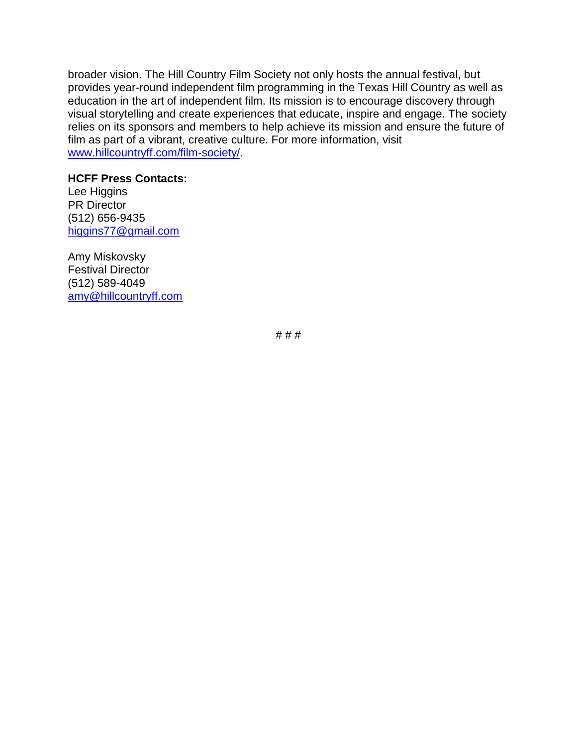broader vision. The Hill Country Film Society not only hosts the annual festival, but provides year-round independent film programming in the Texas Hill Country as well as education in the art of independent film. Its mission is to encourage discovery through visual storytelling and create experiences that educate, inspire and engage. The society relies on its sponsors and members to help achieve its mission and ensure the future of film as part of a vibrant, creative culture. For more information, visit www.hillcountryff.com/film-society/.

**HCFF Press Contacts:**
Lee Higgins
PR Director
(512) 656-9435
higgins77@gmail.com

Amy Miskovsky
Festival Director
(512) 589-4049
amy@hillcountryff.com

# # #